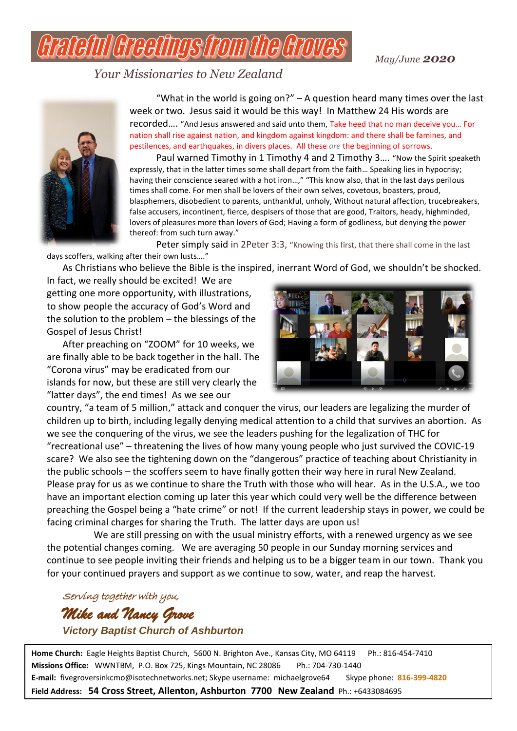# Grateful Greetings from the Groves

*May/June* ***2020***

*Your Missionaries to New Zealand*

"What in the world is going on?" – A question heard many times over the last week or two. Jesus said it would be this way! In Matthew 24 His words are recorded…. "And Jesus answered and said unto them, Take heed that no man deceive you… For nation shall rise against nation, and kingdom against kingdom: and there shall be famines, and pestilences, and earthquakes, in divers places. All these *are* the beginning of sorrows.

Paul warned Timothy in 1 Timothy 4 and 2 Timothy 3…. "Now the Spirit speaketh expressly, that in the latter times some shall depart from the faith… Speaking lies in hypocrisy; having their conscience seared with a hot iron…," "This know also, that in the last days perilous times shall come. For men shall be lovers of their own selves, covetous, boasters, proud, blasphemers, disobedient to parents, unthankful, unholy, Without natural affection, trucebreakers, false accusers, incontinent, fierce, despisers of those that are good, Traitors, heady, highminded, lovers of pleasures more than lovers of God; Having a form of godliness, but denying the power thereof: from such turn away."

Peter simply said in 2Peter 3:3, "Knowing this first, that there shall come in the last days scoffers, walking after their own lusts…."

As Christians who believe the Bible is the inspired, inerrant Word of God, we shouldn't be shocked. In fact, we really should be excited! We are getting one more opportunity, with illustrations, to show people the accuracy of God's Word and the solution to the problem – the blessings of the Gospel of Jesus Christ!

After preaching on "ZOOM" for 10 weeks, we are finally able to be back together in the hall. The "Corona virus" may be eradicated from our islands for now, but these are still very clearly the "latter days", the end times! As we see our country, "a team of 5 million," attack and conquer the virus, our leaders are legalizing the murder of children up to birth, including legally denying medical attention to a child that survives an abortion. As we see the conquering of the virus, we see the leaders pushing for the legalization of THC for "recreational use" – threatening the lives of how many young people who just survived the COVIC-19 scare? We also see the tightening down on the "dangerous" practice of teaching about Christianity in the public schools – the scoffers seem to have finally gotten their way here in rural New Zealand. Please pray for us as we continue to share the Truth with those who will hear. As in the U.S.A., we too have an important election coming up later this year which could very well be the difference between preaching the Gospel being a "hate crime" or not! If the current leadership stays in power, we could be facing criminal charges for sharing the Truth. The latter days are upon us!

We are still pressing on with the usual ministry efforts, with a renewed urgency as we see the potential changes coming. We are averaging 50 people in our Sunday morning services and continue to see people inviting their friends and helping us to be a bigger team in our town. Thank you for your continued prayers and support as we continue to sow, water, and reap the harvest.

*Serving together with you,*

***Mike and Nancy Grove***

***Victory Baptist Church of Ashburton***

**Home Church:** Eagle Heights Baptist Church, 5600 N. Brighton Ave., Kansas City, MO 64119 Ph.: 816-454-7410
**Missions Office:** WWNTBM, P.O. Box 725, Kings Mountain, NC 28086 Ph.: 704-730-1440
**E-mail:** fivegroversinkcmo@isotechnetworks.net; Skype username: michaelgrove64 Skype phone: **816-399-4820**
**Field Address: 54 Cross Street, Allenton, Ashburton 7700 New Zealand** Ph.: +6433084695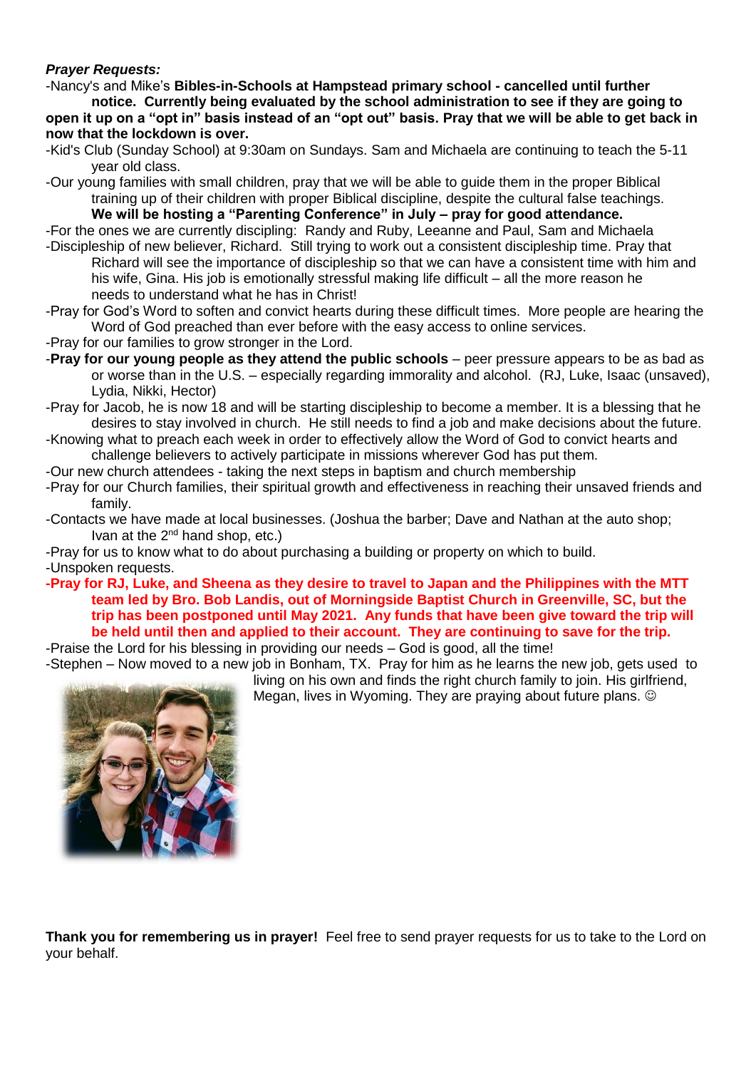***Prayer Requests:***

- Nancy's and Mike's **Bibles-in-Schools at Hampstead primary school - cancelled until further notice. Currently being evaluated by the school administration to see if they are going to open it up on a "opt in" basis instead of an "opt out" basis. Pray that we will be able to get back in now that the lockdown is over.**
- Kid's Club (Sunday School) at 9:30am on Sundays. Sam and Michaela are continuing to teach the 5-11 year old class.
- Our young families with small children, pray that we will be able to guide them in the proper Biblical training up of their children with proper Biblical discipline, despite the cultural false teachings. **We will be hosting a "Parenting Conference" in July – pray for good attendance.**
- For the ones we are currently discipling: Randy and Ruby, Leeanne and Paul, Sam and Michaela
- Discipleship of new believer, Richard. Still trying to work out a consistent discipleship time. Pray that Richard will see the importance of discipleship so that we can have a consistent time with him and his wife, Gina. His job is emotionally stressful making life difficult – all the more reason he needs to understand what he has in Christ!
- Pray for God's Word to soften and convict hearts during these difficult times. More people are hearing the Word of God preached than ever before with the easy access to online services.
- Pray for our families to grow stronger in the Lord.
- **Pray for our young people as they attend the public schools** – peer pressure appears to be as bad as or worse than in the U.S. – especially regarding immorality and alcohol. (RJ, Luke, Isaac (unsaved), Lydia, Nikki, Hector)
- Pray for Jacob, he is now 18 and will be starting discipleship to become a member. It is a blessing that he desires to stay involved in church. He still needs to find a job and make decisions about the future.
- Knowing what to preach each week in order to effectively allow the Word of God to convict hearts and challenge believers to actively participate in missions wherever God has put them.
- Our new church attendees - taking the next steps in baptism and church membership
- Pray for our Church families, their spiritual growth and effectiveness in reaching their unsaved friends and family.
- Contacts we have made at local businesses. (Joshua the barber; Dave and Nathan at the auto shop; Ivan at the 2nd hand shop, etc.)
- Pray for us to know what to do about purchasing a building or property on which to build.
- Unspoken requests.
- **Pray for RJ, Luke, and Sheena as they desire to travel to Japan and the Philippines with the MTT team led by Bro. Bob Landis, out of Morningside Baptist Church in Greenville, SC, but the trip has been postponed until May 2021. Any funds that have been give toward the trip will be held until then and applied to their account. They are continuing to save for the trip.**
- Praise the Lord for his blessing in providing our needs – God is good, all the time!
- Stephen – Now moved to a new job in Bonham, TX. Pray for him as he learns the new job, gets used to living on his own and finds the right church family to join. His girlfriend, Megan, lives in Wyoming. They are praying about future plans. ☺

**Thank you for remembering us in prayer!** Feel free to send prayer requests for us to take to the Lord on your behalf.